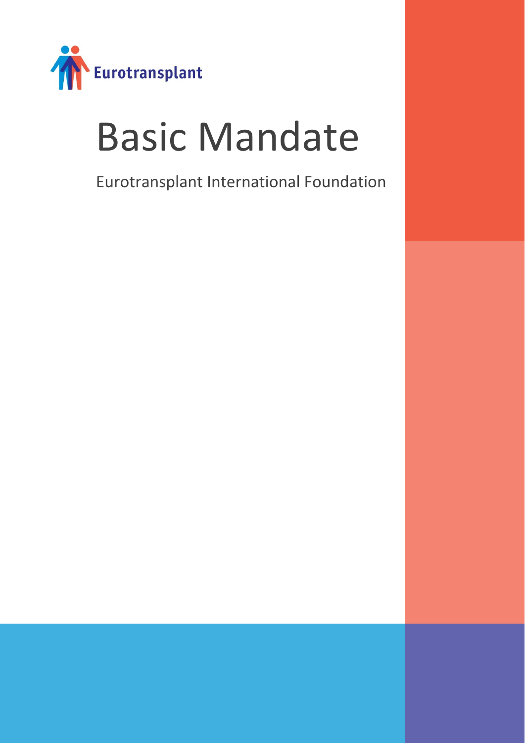Eurotransplant

# Basic Mandate

Eurotransplant International Foundation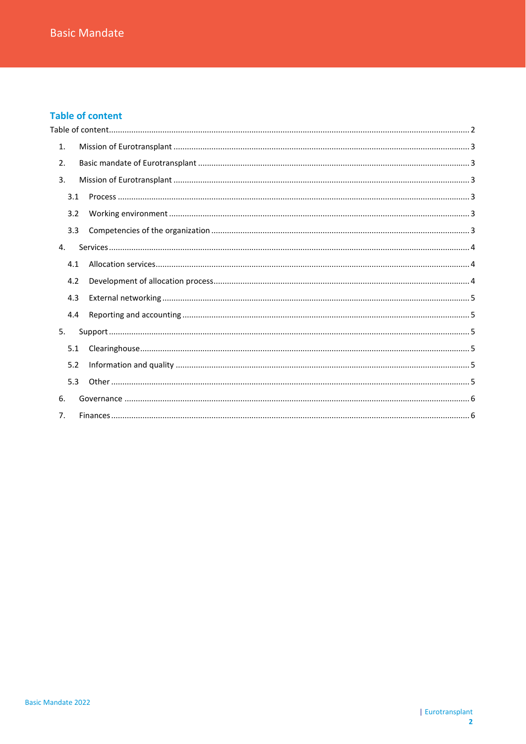## Table of content

Table of content ..... 2

1. Mission of Eurotransplant ..... 3
2. Basic mandate of Eurotransplant ..... 3
3. Mission of Eurotransplant ..... 3
   - 3.1 Process ..... 3
   - 3.2 Working environment ..... 3
   - 3.3 Competencies of the organization ..... 3
4. Services ..... 4
   - 4.1 Allocation services ..... 4
   - 4.2 Development of allocation process ..... 4
   - 4.3 External networking ..... 5
   - 4.4 Reporting and accounting ..... 5
5. Support ..... 5
   - 5.1 Clearinghouse ..... 5
   - 5.2 Information and quality ..... 5
   - 5.3 Other ..... 5
6. Governance ..... 6
7. Finances ..... 6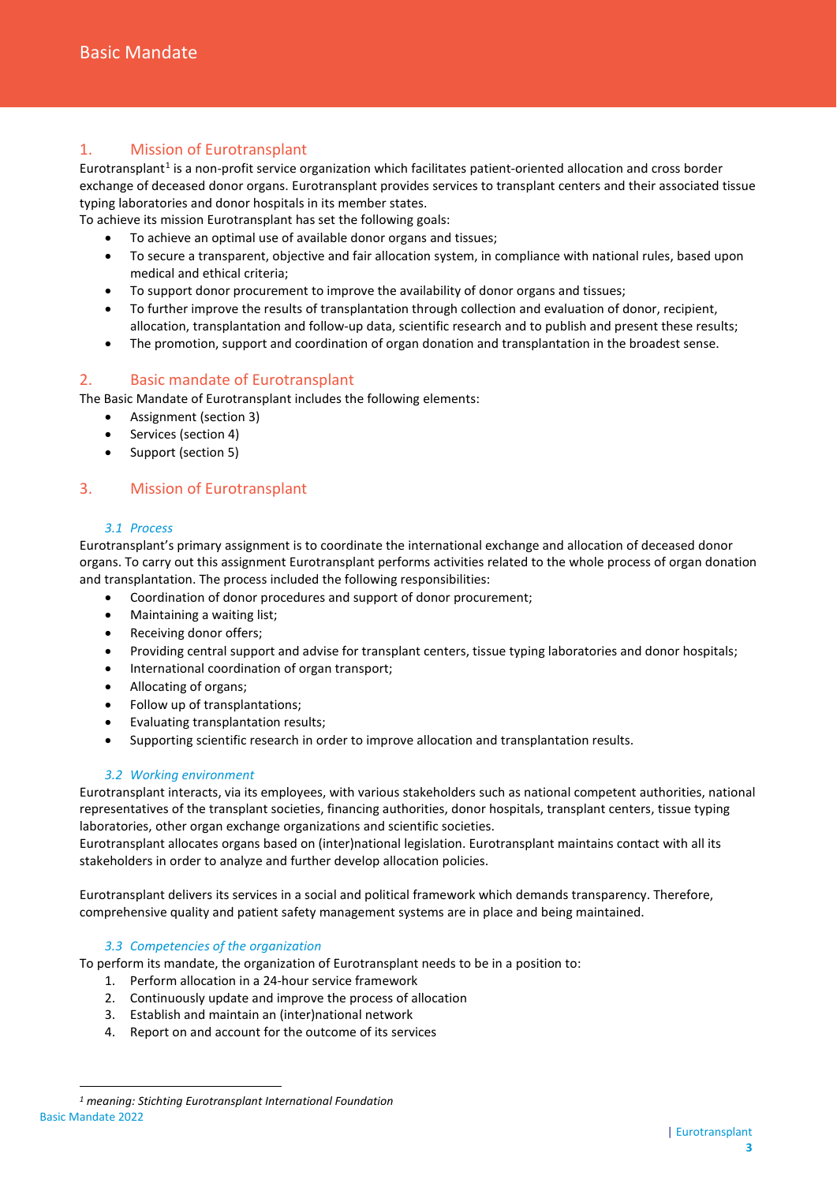# Basic Mandate

## 1. Mission of Eurotransplant

Eurotransplant[1] is a non-profit service organization which facilitates patient-oriented allocation and cross border exchange of deceased donor organs. Eurotransplant provides services to transplant centers and their associated tissue typing laboratories and donor hospitals in its member states.
To achieve its mission Eurotransplant has set the following goals:

- To achieve an optimal use of available donor organs and tissues;
- To secure a transparent, objective and fair allocation system, in compliance with national rules, based upon medical and ethical criteria;
- To support donor procurement to improve the availability of donor organs and tissues;
- To further improve the results of transplantation through collection and evaluation of donor, recipient, allocation, transplantation and follow-up data, scientific research and to publish and present these results;
- The promotion, support and coordination of organ donation and transplantation in the broadest sense.

## 2. Basic mandate of Eurotransplant

The Basic Mandate of Eurotransplant includes the following elements:

- Assignment (section 3)
- Services (section 4)
- Support (section 5)

## 3. Mission of Eurotransplant

### *3.1 Process*

Eurotransplant's primary assignment is to coordinate the international exchange and allocation of deceased donor organs. To carry out this assignment Eurotransplant performs activities related to the whole process of organ donation and transplantation. The process included the following responsibilities:

- Coordination of donor procedures and support of donor procurement;
- Maintaining a waiting list;
- Receiving donor offers;
- Providing central support and advise for transplant centers, tissue typing laboratories and donor hospitals;
- International coordination of organ transport;
- Allocating of organs;
- Follow up of transplantations;
- Evaluating transplantation results;
- Supporting scientific research in order to improve allocation and transplantation results.

### *3.2 Working environment*

Eurotransplant interacts, via its employees, with various stakeholders such as national competent authorities, national representatives of the transplant societies, financing authorities, donor hospitals, transplant centers, tissue typing laboratories, other organ exchange organizations and scientific societies.
Eurotransplant allocates organs based on (inter)national legislation. Eurotransplant maintains contact with all its stakeholders in order to analyze and further develop allocation policies.

Eurotransplant delivers its services in a social and political framework which demands transparency. Therefore, comprehensive quality and patient safety management systems are in place and being maintained.

### *3.3 Competencies of the organization*

To perform its mandate, the organization of Eurotransplant needs to be in a position to:

1. Perform allocation in a 24-hour service framework
2. Continuously update and improve the process of allocation
3. Establish and maintain an (inter)national network
4. Report on and account for the outcome of its services

---

[1] *meaning: Stichting Eurotransplant International Foundation*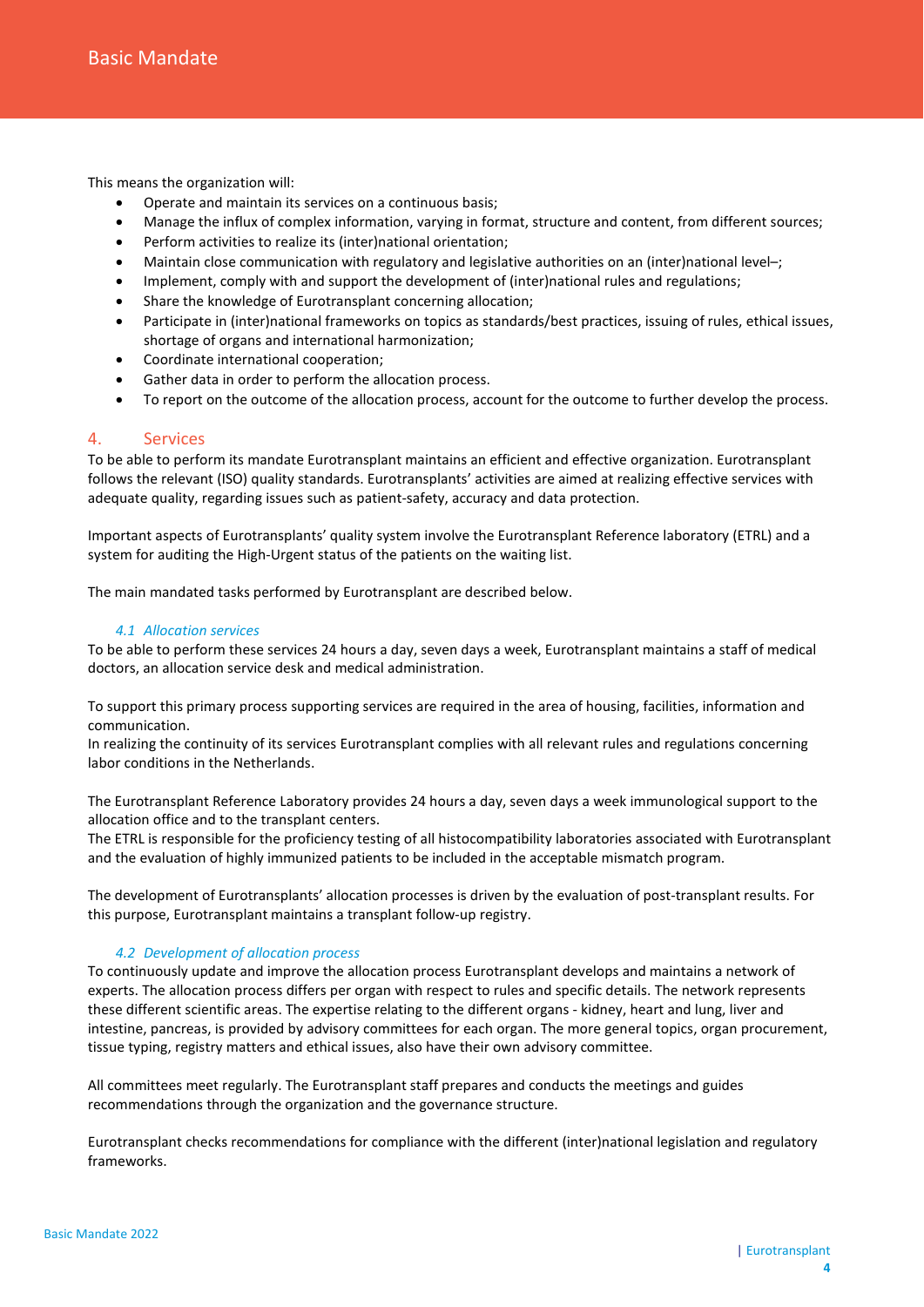This means the organization will:

- Operate and maintain its services on a continuous basis;
- Manage the influx of complex information, varying in format, structure and content, from different sources;
- Perform activities to realize its (inter)national orientation;
- Maintain close communication with regulatory and legislative authorities on an (inter)national level–;
- Implement, comply with and support the development of (inter)national rules and regulations;
- Share the knowledge of Eurotransplant concerning allocation;
- Participate in (inter)national frameworks on topics as standards/best practices, issuing of rules, ethical issues, shortage of organs and international harmonization;
- Coordinate international cooperation;
- Gather data in order to perform the allocation process.
- To report on the outcome of the allocation process, account for the outcome to further develop the process.

## 4. Services

To be able to perform its mandate Eurotransplant maintains an efficient and effective organization. Eurotransplant follows the relevant (ISO) quality standards. Eurotransplants' activities are aimed at realizing effective services with adequate quality, regarding issues such as patient-safety, accuracy and data protection.

Important aspects of Eurotransplants' quality system involve the Eurotransplant Reference laboratory (ETRL) and a system for auditing the High-Urgent status of the patients on the waiting list.

The main mandated tasks performed by Eurotransplant are described below.

### *4.1 Allocation services*

To be able to perform these services 24 hours a day, seven days a week, Eurotransplant maintains a staff of medical doctors, an allocation service desk and medical administration.

To support this primary process supporting services are required in the area of housing, facilities, information and communication.
In realizing the continuity of its services Eurotransplant complies with all relevant rules and regulations concerning labor conditions in the Netherlands.

The Eurotransplant Reference Laboratory provides 24 hours a day, seven days a week immunological support to the allocation office and to the transplant centers.
The ETRL is responsible for the proficiency testing of all histocompatibility laboratories associated with Eurotransplant and the evaluation of highly immunized patients to be included in the acceptable mismatch program.

The development of Eurotransplants' allocation processes is driven by the evaluation of post-transplant results. For this purpose, Eurotransplant maintains a transplant follow-up registry.

### *4.2 Development of allocation process*

To continuously update and improve the allocation process Eurotransplant develops and maintains a network of experts. The allocation process differs per organ with respect to rules and specific details. The network represents these different scientific areas. The expertise relating to the different organs - kidney, heart and lung, liver and intestine, pancreas, is provided by advisory committees for each organ. The more general topics, organ procurement, tissue typing, registry matters and ethical issues, also have their own advisory committee.

All committees meet regularly. The Eurotransplant staff prepares and conducts the meetings and guides recommendations through the organization and the governance structure.

Eurotransplant checks recommendations for compliance with the different (inter)national legislation and regulatory frameworks.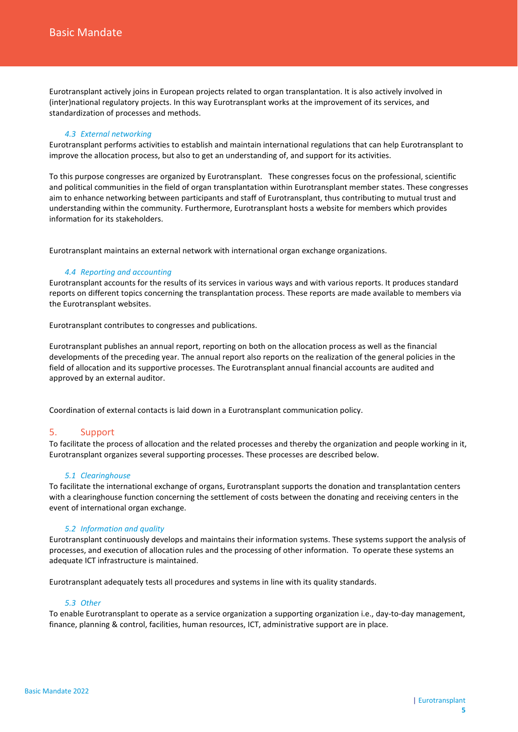Eurotransplant actively joins in European projects related to organ transplantation. It is also actively involved in (inter)national regulatory projects. In this way Eurotransplant works at the improvement of its services, and standardization of processes and methods.

### *4.3 External networking*

Eurotransplant performs activities to establish and maintain international regulations that can help Eurotransplant to improve the allocation process, but also to get an understanding of, and support for its activities.

To this purpose congresses are organized by Eurotransplant. These congresses focus on the professional, scientific and political communities in the field of organ transplantation within Eurotransplant member states. These congresses aim to enhance networking between participants and staff of Eurotransplant, thus contributing to mutual trust and understanding within the community. Furthermore, Eurotransplant hosts a website for members which provides information for its stakeholders.

Eurotransplant maintains an external network with international organ exchange organizations.

### *4.4 Reporting and accounting*

Eurotransplant accounts for the results of its services in various ways and with various reports. It produces standard reports on different topics concerning the transplantation process. These reports are made available to members via the Eurotransplant websites.

Eurotransplant contributes to congresses and publications.

Eurotransplant publishes an annual report, reporting on both on the allocation process as well as the financial developments of the preceding year. The annual report also reports on the realization of the general policies in the field of allocation and its supportive processes. The Eurotransplant annual financial accounts are audited and approved by an external auditor.

Coordination of external contacts is laid down in a Eurotransplant communication policy.

## 5. Support

To facilitate the process of allocation and the related processes and thereby the organization and people working in it, Eurotransplant organizes several supporting processes. These processes are described below.

### *5.1 Clearinghouse*

To facilitate the international exchange of organs, Eurotransplant supports the donation and transplantation centers with a clearinghouse function concerning the settlement of costs between the donating and receiving centers in the event of international organ exchange.

### *5.2 Information and quality*

Eurotransplant continuously develops and maintains their information systems. These systems support the analysis of processes, and execution of allocation rules and the processing of other information. To operate these systems an adequate ICT infrastructure is maintained.

Eurotransplant adequately tests all procedures and systems in line with its quality standards.

### *5.3 Other*

To enable Eurotransplant to operate as a service organization a supporting organization i.e., day-to-day management, finance, planning & control, facilities, human resources, ICT, administrative support are in place.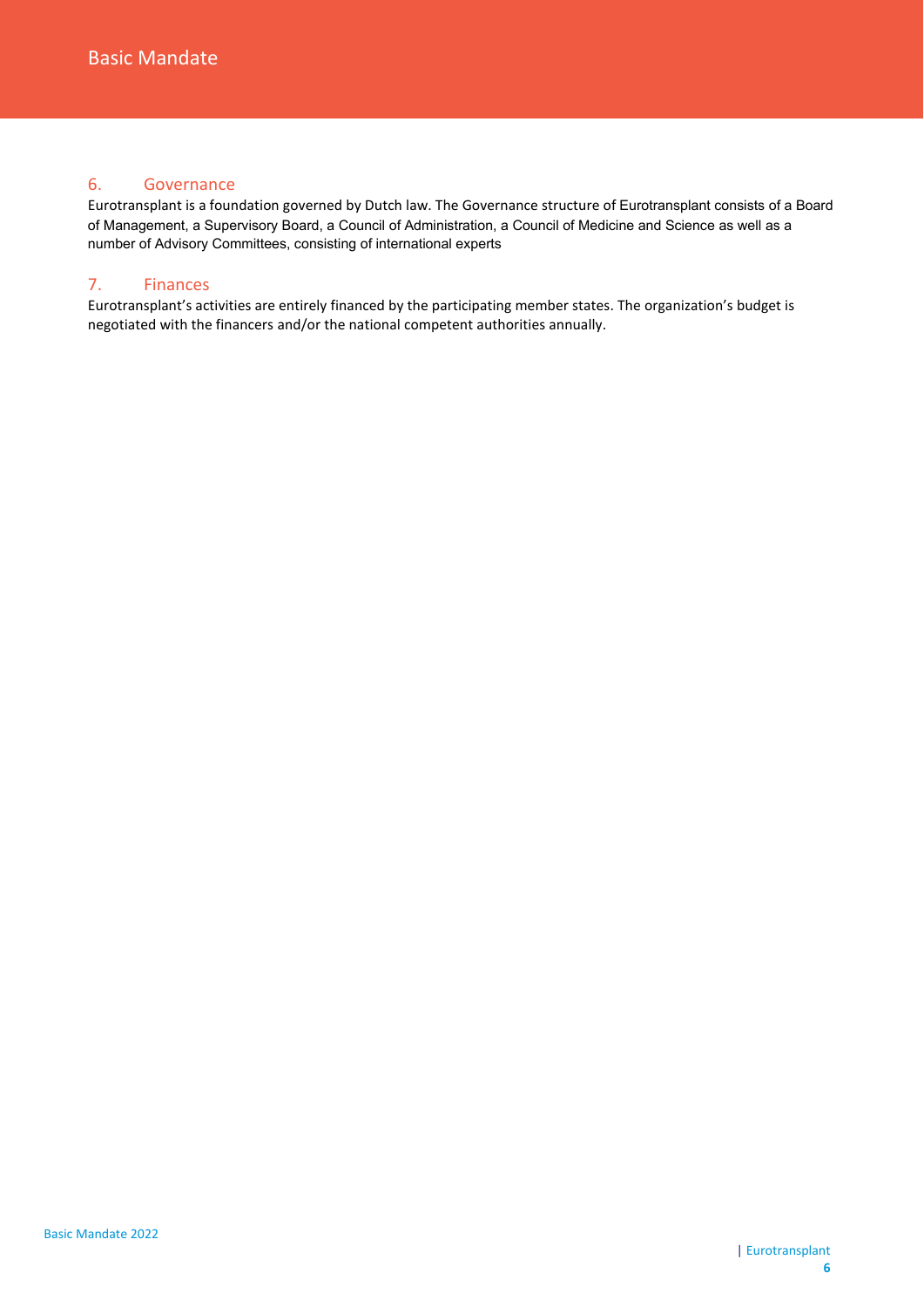## 6. Governance

Eurotransplant is a foundation governed by Dutch law. The Governance structure of Eurotransplant consists of a Board of Management, a Supervisory Board, a Council of Administration, a Council of Medicine and Science as well as a number of Advisory Committees, consisting of international experts

## 7. Finances

Eurotransplant's activities are entirely financed by the participating member states. The organization's budget is negotiated with the financers and/or the national competent authorities annually.